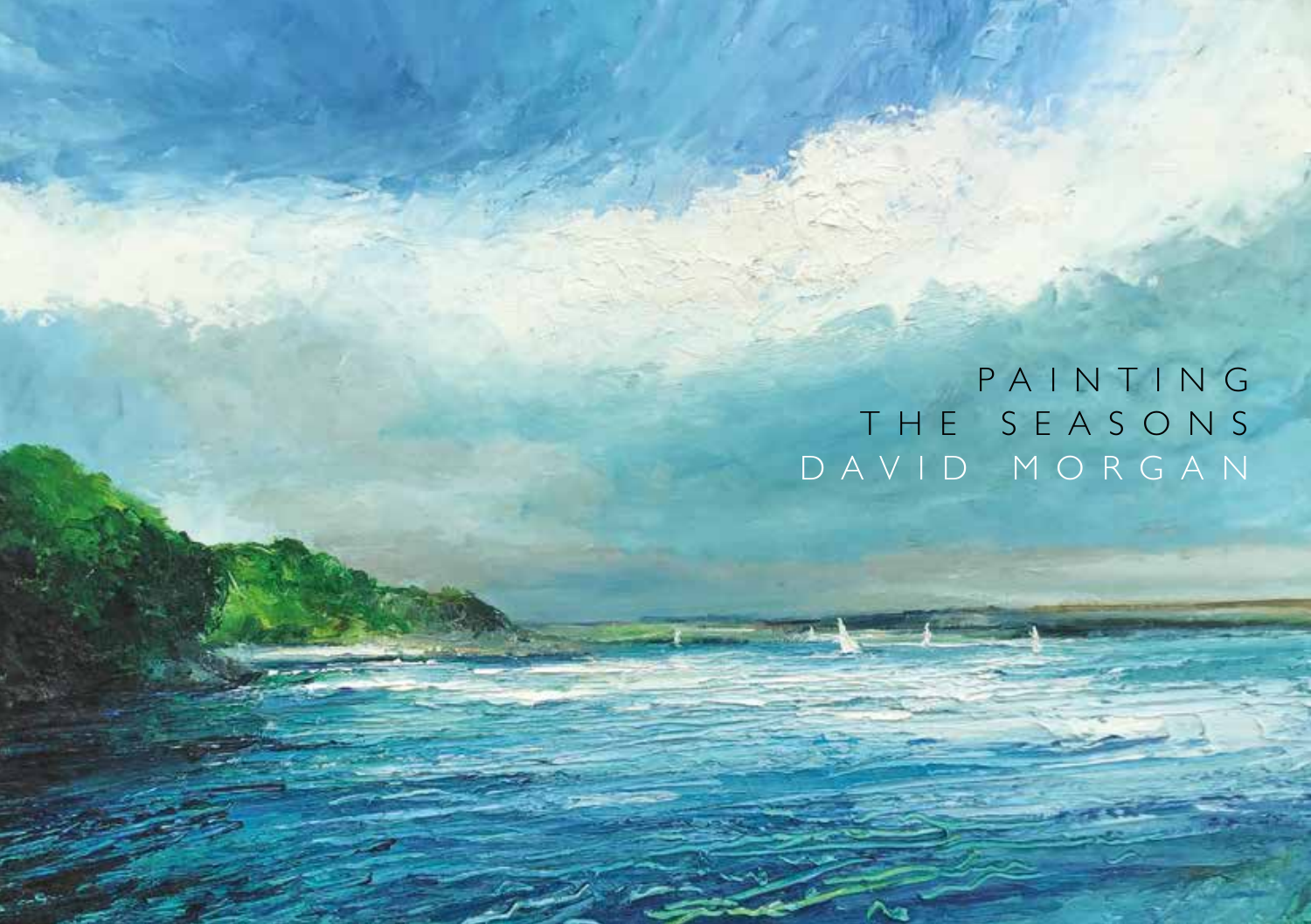# PAINTING THE SEASONS

## DAVID MORGAN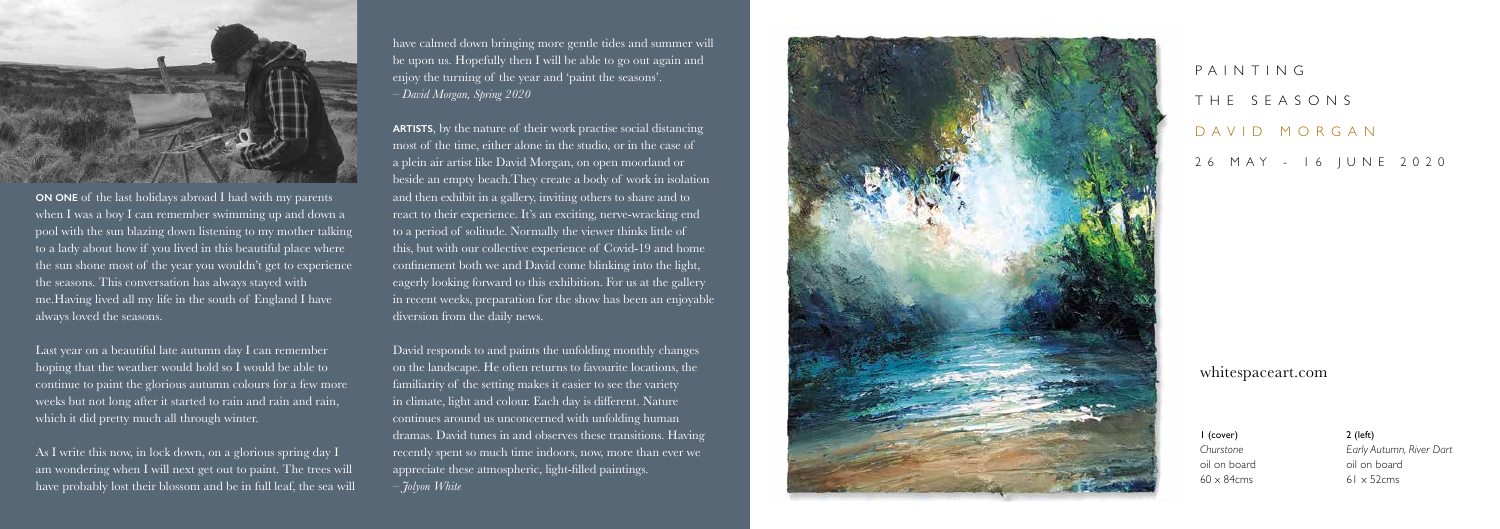**ON ONE** of the last holidays abroad I had with my parents when I was a boy I can remember swimming up and down a pool with the sun blazing down listening to my mother talking to a lady about how if you lived in this beautiful place where the sun shone most of the year you wouldn't get to experience the seasons. This conversation has always stayed with me.Having lived all my life in the south of England I have always loved the seasons.

Last year on a beautiful late autumn day I can remember hoping that the weather would hold so I would be able to continue to paint the glorious autumn colours for a few more weeks but not long after it started to rain and rain and rain, which it did pretty much all through winter.

As I write this now, in lock down, on a glorious spring day I am wondering when I will next get out to paint. The trees will have probably lost their blossom and be in full leaf, the sea will have calmed down bringing more gentle tides and summer will be upon us. Hopefully then I will be able to go out again and enjoy the turning of the year and 'paint the seasons'.
*– David Morgan, Spring 2020*

**ARTISTS**, by the nature of their work practise social distancing most of the time, either alone in the studio, or in the case of a plein air artist like David Morgan, on open moorland or beside an empty beach.They create a body of work in isolation and then exhibit in a gallery, inviting others to share and to react to their experience. It's an exciting, nerve-wracking end to a period of solitude. Normally the viewer thinks little of this, but with our collective experience of Covid-19 and home confinement both we and David come blinking into the light, eagerly looking forward to this exhibition. For us at the gallery in recent weeks, preparation for the show has been an enjoyable diversion from the daily news.

David responds to and paints the unfolding monthly changes on the landscape. He often returns to favourite locations, the familiarity of the setting makes it easier to see the variety in climate, light and colour. Each day is different. Nature continues around us unconcerned with unfolding human dramas. David tunes in and observes these transitions. Having recently spent so much time indoors, now, more than ever we appreciate these atmospheric, light-filled paintings.
*– Jolyon White*

# PAINTING THE SEASONS

## DAVID MORGAN

26 MAY - 16 JUNE 2020

whitespaceart.com

**1 (cover)**
*Churstone*
oil on board
60 x 84cms

**2 (left)**
*Early Autumn, River Dart*
oil on board
61 x 52cms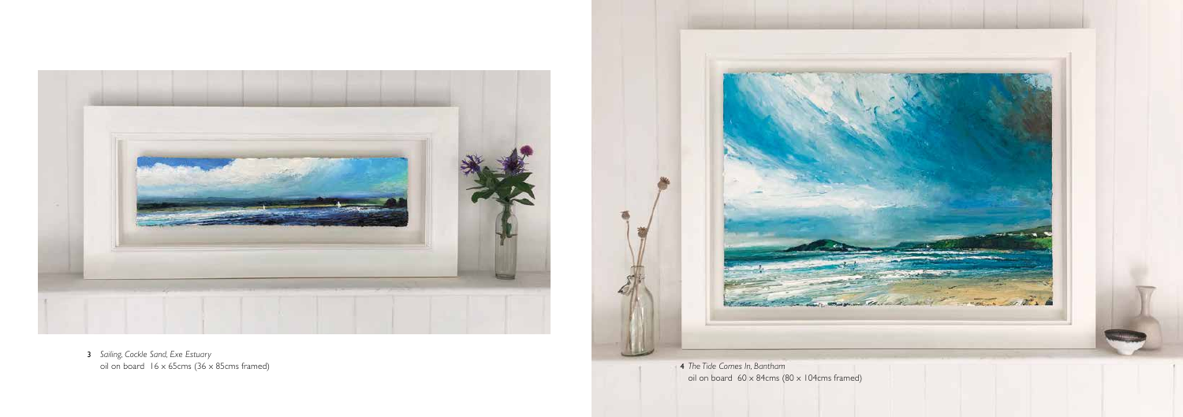**3** *Sailing, Cockle Sand, Exe Estuary*
oil on board 16 x 65cms (36 x 85cms framed)

**4** *The Tide Comes In, Bantham*
oil on board 60 x 84cms (80 x 104cms framed)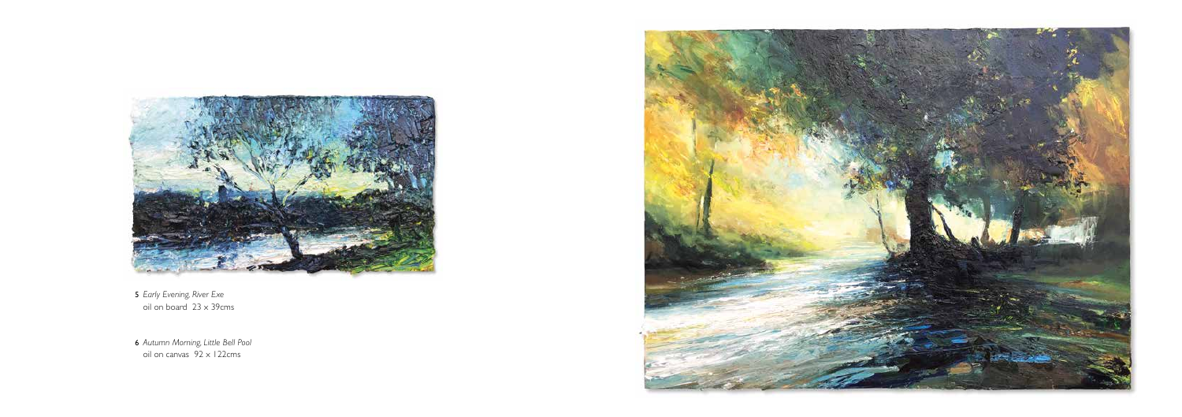**5** *Early Evening, River Exe*
oil on board 23 x 39cms

**6** *Autumn Morning, Little Bell Pool*
oil on canvas 92 x 122cms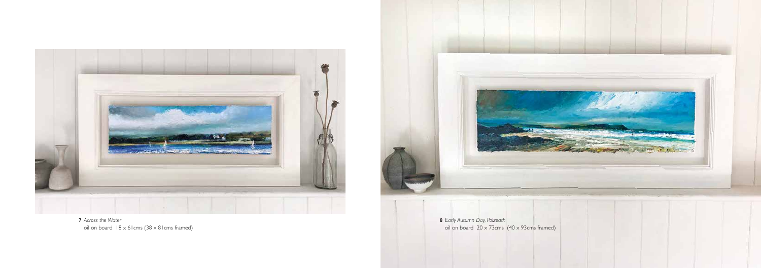**7** *Across the Water*
oil on board 18 x 61cms (38 x 81cms framed)

**8** *Early Autumn Day, Polzeath*
oil on board 20 x 73cms (40 x 93cms framed)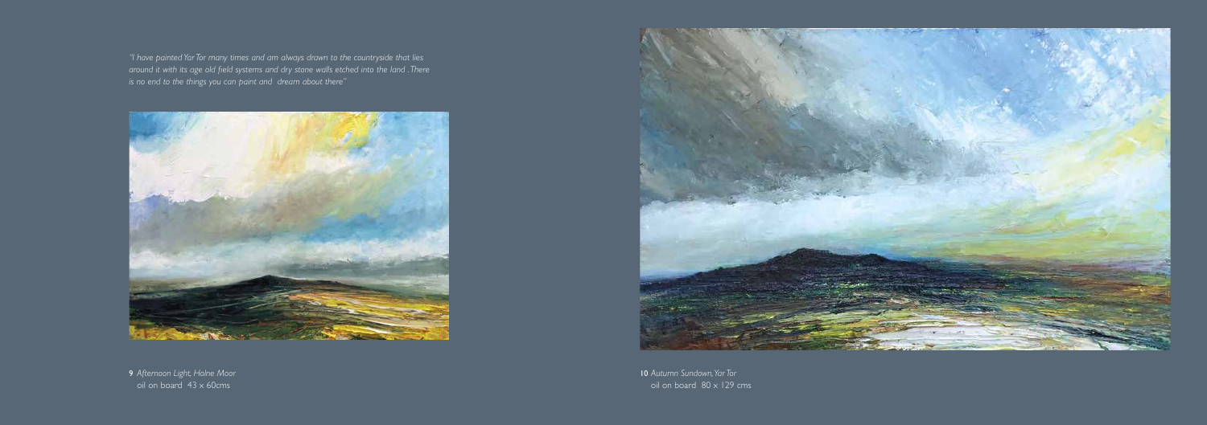*"I have painted Yar Tor many times and am always drawn to the countryside that lies around it with its age old field systems and dry stone walls etched into the land . There is no end to the things you can paint and dream about there"*

**9** *Afternoon Light, Holne Moor*
oil on board 43 x 60cms

**10** *Autumn Sundown, Yar Tor*
oil on board 80 x 129 cms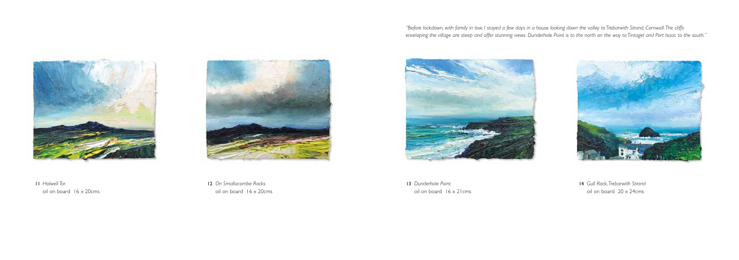*"Before lockdown, with family in tow, I stayed a few days in a house looking down the valley to Trebarwith Strand, Cornwall. The cliffs enveloping the village are steep and offer stunning views. Dunderhole Point is to the north on the way to Tintagel and Port Isaac to the south."*

**11** *Holwell Tor*
oil on board 16 x 20cms

**12** *On Smallacombe Rocks*
oil on board 16 x 20cms

**13** *Dunderhole Point*
oil on board 16 x 21cms

**14** *Gull Rock, Trebarwith Strand*
oil on board 20 x 24cms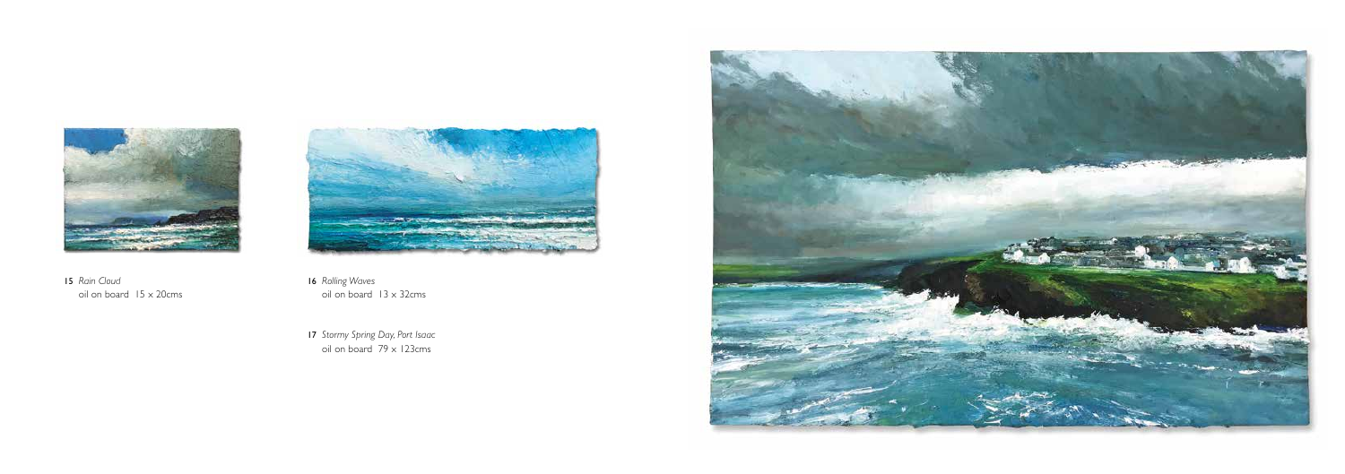**15** *Rain Cloud*
oil on board 15 x 20cms

**16** *Rolling Waves*
oil on board 13 x 32cms

**17** *Stormy Spring Day, Port Isaac*
oil on board 79 x 123cms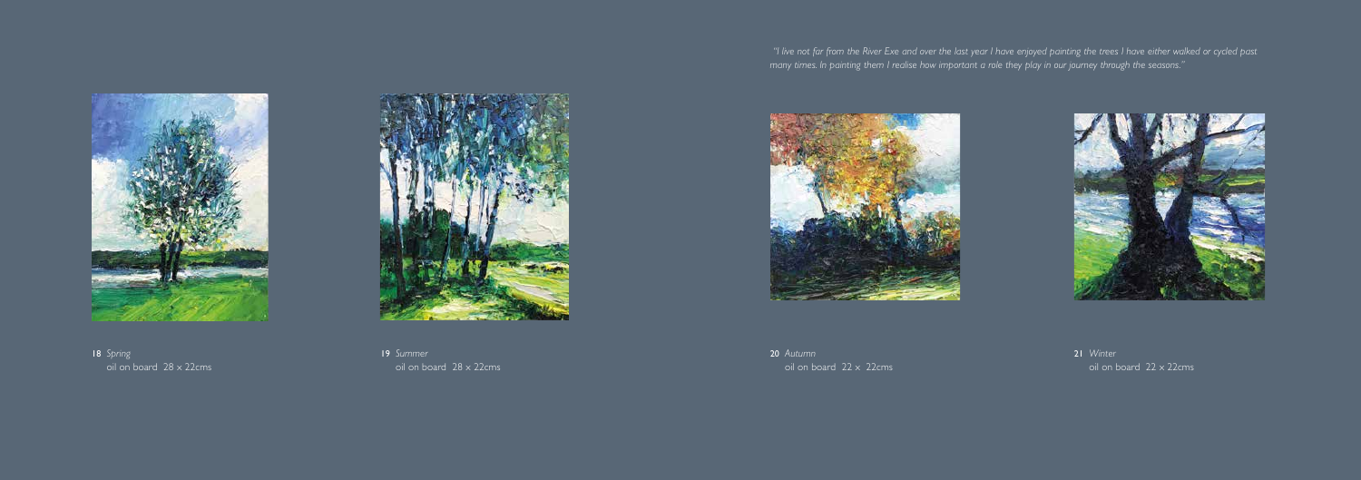*"I live not far from the River Exe and over the last year I have enjoyed painting the trees I have either walked or cycled past many times. In painting them I realise how important a role they play in our journey through the seasons."*

18 *Spring*
oil on board 28 x 22cms

19 *Summer*
oil on board 28 x 22cms

20 *Autumn*
oil on board 22 x 22cms

21 *Winter*
oil on board 22 x 22cms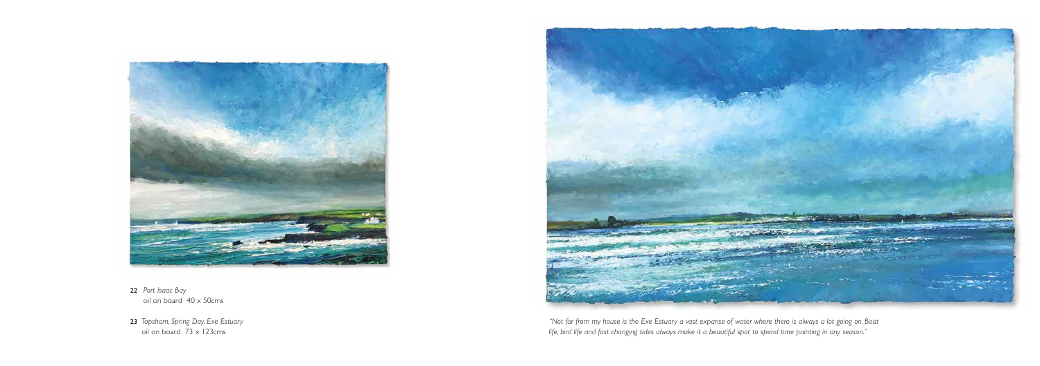**22** *Port Isaac Bay*
oil on board 40 x 50cms

**23** *Topsham, Spring Day, Exe Estuary*
oil on board 73 x 123cms

*"Not far from my house is the Exe Estuary a vast expanse of water where there is always a lot going on. Boat life, bird life and fast changing tides always make it a beautiful spot to spend time painting in any season."*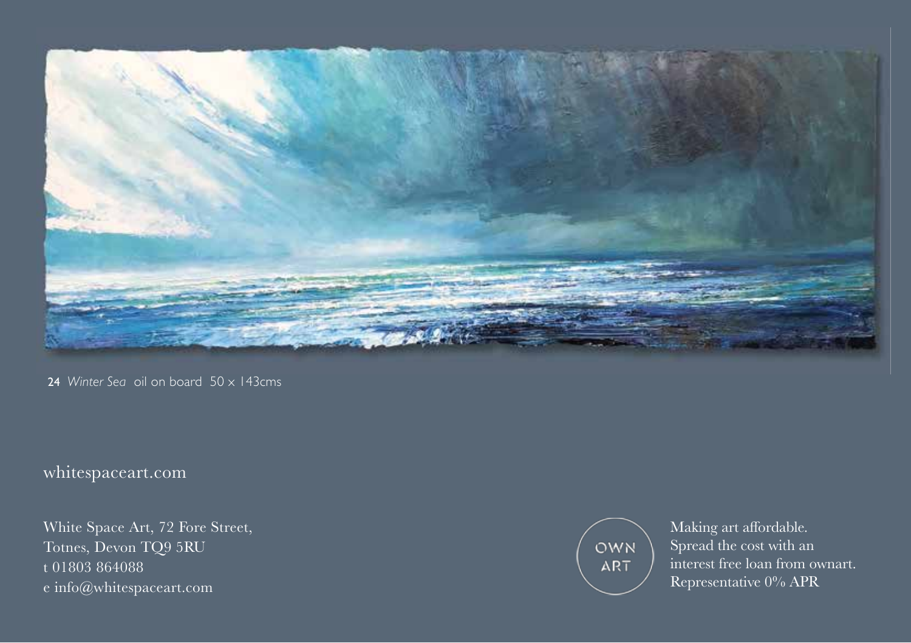**24** *Winter Sea* oil on board 50 x 143cms

whitespaceart.com

White Space Art, 72 Fore Street,
Totnes, Devon TQ9 5RU
t 01803 864088
e info@whitespaceart.com

OWN ART

Making art affordable.
Spread the cost with an
interest free loan from ownart.
Representative 0% APR